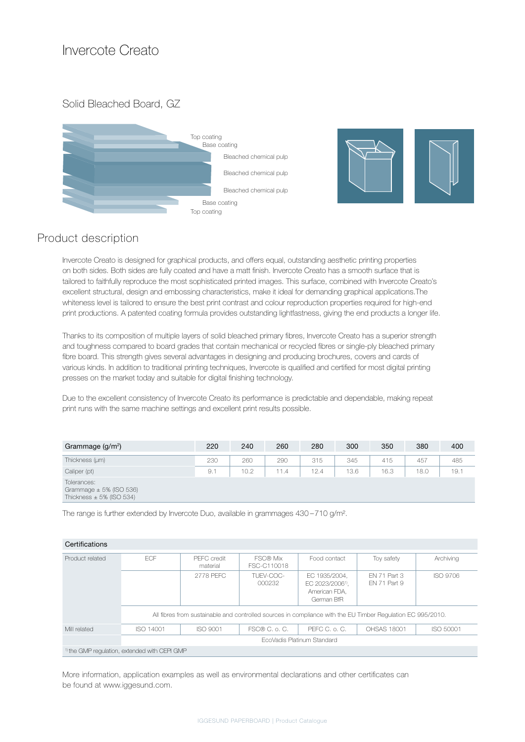# Invercote Creato

## Solid Bleached Board, GZ

Top coating
Base coating
Bleached chemical pulp
Bleached chemical pulp
Bleached chemical pulp
Base coating
Top coating

## Product description

Invercote Creato is designed for graphical products, and offers equal, outstanding aesthetic printing properties on both sides. Both sides are fully coated and have a matt finish. Invercote Creato has a smooth surface that is tailored to faithfully reproduce the most sophisticated printed images. This surface, combined with Invercote Creato's excellent structural, design and embossing characteristics, make it ideal for demanding graphical applications.The whiteness level is tailored to ensure the best print contrast and colour reproduction properties required for high-end print productions. A patented coating formula provides outstanding lightfastness, giving the end products a longer life.

Thanks to its composition of multiple layers of solid bleached primary fibres, Invercote Creato has a superior strength and toughness compared to board grades that contain mechanical or recycled fibres or single-ply bleached primary fibre board. This strength gives several advantages in designing and producing brochures, covers and cards of various kinds. In addition to traditional printing techniques, Invercote is qualified and certified for most digital printing presses on the market today and suitable for digital finishing technology.

Due to the excellent consistency of Invercote Creato its performance is predictable and dependable, making repeat print runs with the same machine settings and excellent print results possible.

| Grammage (g/m²) | 220 | 240 | 260 | 280 | 300 | 350 | 380 | 400 |
|---|---|---|---|---|---|---|---|---|
| Thickness (µm) | 230 | 260 | 290 | 315 | 345 | 415 | 457 | 485 |
| Caliper (pt) | 9.1 | 10.2 | 11.4 | 12.4 | 13.6 | 16.3 | 18.0 | 19.1 |
| Tolerances: Grammage ± 5% (ISO 536) Thickness ± 5% (ISO 534) | | | | | | | | |

The range is further extended by Invercote Duo, available in grammages 430 – 710 g/m².

| Certifications | | | | | | |
|---|---|---|---|---|---|---|
| Product related | ECF | PEFC credit material | FSC® Mix FSC-C110018 | Food contact | Toy safety | Archiving |
| | | 2778 PEFC | TUEV-COC-000232 | EC 1935/2004, EC 2023/2006[1], American FDA, German BfR | EN 71 Part 3 EN 71 Part 9 | ISO 9706 |
| | All fibres from sustainable and controlled sources in compliance with the EU Timber Regulation EC 995/2010. | | | | | |
| Mill related | ISO 14001 | ISO 9001 | FSC® C. o. C. | PEFC C. o. C. | OHSAS 18001 | ISO 50001 |
| | EcoVadis Platinum Standard | | | | | |

[1] the GMP regulation, extended with CEPI GMP

More information, application examples as well as environmental declarations and other certificates can be found at www.iggesund.com.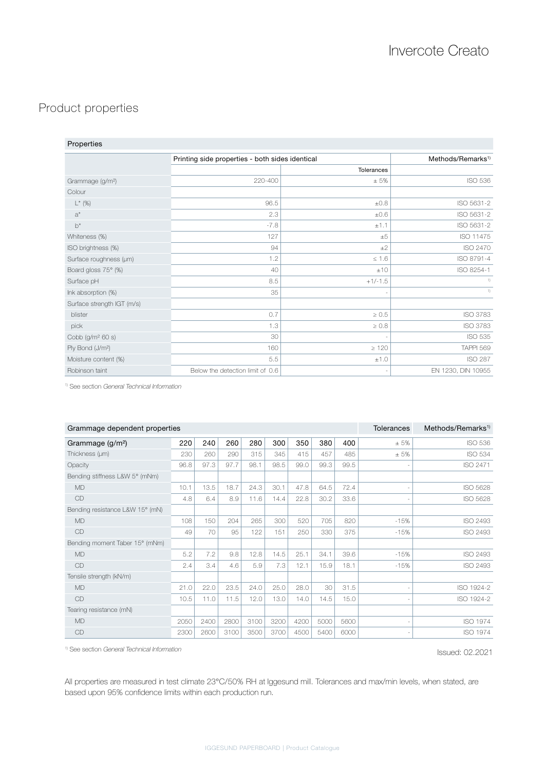# Invercote Creato

## Product properties

| Properties | Printing side properties - both sides identical | | Methods/Remarks[1] |
|---|---|---|---|
| | | Tolerances | |
| Grammage (g/m²) | 220-400 | ± 5% | ISO 536 |
| Colour | | | |
| L* (%) | 96.5 | ±0.8 | ISO 5631-2 |
| a* | 2.3 | ±0.6 | ISO 5631-2 |
| b* | -7.8 | ±1.1 | ISO 5631-2 |
| Whiteness (%) | 127 | ±5 | ISO 11475 |
| ISO brightness (%) | 94 | ±2 | ISO 2470 |
| Surface roughness (µm) | 1.2 | ≤ 1.6 | ISO 8791-4 |
| Board gloss 75° (%) | 40 | ±10 | ISO 8254-1 |
| Surface pH | 8.5 | +1/-1.5 | [1] |
| Ink absorption (%) | 35 | - | [1] |
| Surface strength IGT (m/s) | | | |
| blister | 0.7 | ≥ 0.5 | ISO 3783 |
| pick | 1.3 | ≥ 0.8 | ISO 3783 |
| Cobb (g/m² 60 s) | 30 | - | ISO 535 |
| Ply Bond (J/m²) | 160 | ≥ 120 | TAPPI 569 |
| Moisture content (%) | 5.5 | ±1.0 | ISO 287 |
| Robinson taint | Below the detection limit of 0.6 | - | EN 1230, DIN 10955 |

[1] See section *General Technical Information*

| Grammage dependent properties | | | | | | | | | Tolerances | Methods/Remarks[1] |
|---|---|---|---|---|---|---|---|---|---|---|
| **Grammage (g/m²)** | **220** | **240** | **260** | **280** | **300** | **350** | **380** | **400** | ± 5% | ISO 536 |
| Thickness (µm) | 230 | 260 | 290 | 315 | 345 | 415 | 457 | 485 | ± 5% | ISO 534 |
| Opacity | 96.8 | 97.3 | 97.7 | 98.1 | 98.5 | 99.0 | 99.3 | 99.5 | - | ISO 2471 |
| Bending stiffness L&W 5° (mNm) | | | | | | | | | | |
| MD | 10.1 | 13.5 | 18.7 | 24.3 | 30.1 | 47.8 | 64.5 | 72.4 | - | ISO 5628 |
| CD | 4.8 | 6.4 | 8.9 | 11.6 | 14.4 | 22.8 | 30.2 | 33.6 | - | ISO 5628 |
| Bending resistance L&W 15° (mN) | | | | | | | | | | |
| MD | 108 | 150 | 204 | 265 | 300 | 520 | 705 | 820 | -15% | ISO 2493 |
| CD | 49 | 70 | 95 | 122 | 151 | 250 | 330 | 375 | -15% | ISO 2493 |
| Bending moment Taber 15° (mNm) | | | | | | | | | | |
| MD | 5.2 | 7.2 | 9.8 | 12.8 | 14.5 | 25.1 | 34.1 | 39.6 | -15% | ISO 2493 |
| CD | 2.4 | 3.4 | 4.6 | 5.9 | 7.3 | 12.1 | 15.9 | 18.1 | -15% | ISO 2493 |
| Tensile strength (kN/m) | | | | | | | | | | |
| MD | 21.0 | 22.0 | 23.5 | 24.0 | 25.0 | 28.0 | 30 | 31.5 | - | ISO 1924-2 |
| CD | 10.5 | 11.0 | 11.5 | 12.0 | 13.0 | 14.0 | 14.5 | 15.0 | - | ISO 1924-2 |
| Tearing resistance (mN) | | | | | | | | | | |
| MD | 2050 | 2400 | 2800 | 3100 | 3200 | 4200 | 5000 | 5600 | - | ISO 1974 |
| CD | 2300 | 2600 | 3100 | 3500 | 3700 | 4500 | 5400 | 6000 | - | ISO 1974 |

[1] See section *General Technical Information*

Issued: 02.2021

All properties are measured in test climate 23°C/50% RH at Iggesund mill. Tolerances and max/min levels, when stated, are based upon 95% confidence limits within each production run.